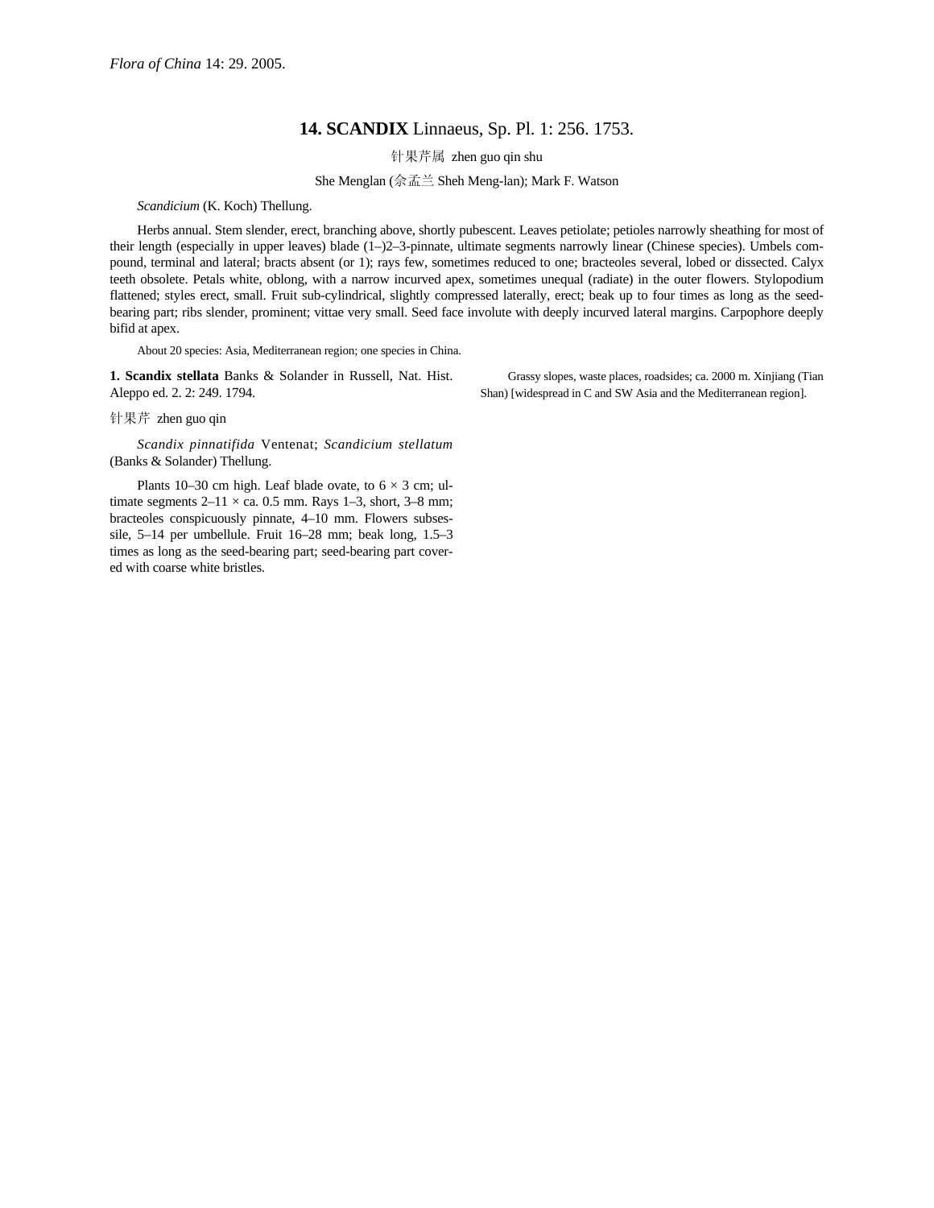*Flora of China* 14: 29. 2005.

# 14. SCANDIX Linnaeus, Sp. Pl. 1: 256. 1753.

针果芹属 zhen guo qin shu

She Menglan (佘孟兰 Sheh Meng-lan); Mark F. Watson

*Scandicium* (K. Koch) Thellung.

Herbs annual. Stem slender, erect, branching above, shortly pubescent. Leaves petiolate; petioles narrowly sheathing for most of their length (especially in upper leaves) blade (1–)2–3-pinnate, ultimate segments narrowly linear (Chinese species). Umbels compound, terminal and lateral; bracts absent (or 1); rays few, sometimes reduced to one; bracteoles several, lobed or dissected. Calyx teeth obsolete. Petals white, oblong, with a narrow incurved apex, sometimes unequal (radiate) in the outer flowers. Stylopodium flattened; styles erect, small. Fruit sub-cylindrical, slightly compressed laterally, erect; beak up to four times as long as the seed-bearing part; ribs slender, prominent; vittae very small. Seed face involute with deeply incurved lateral margins. Carpophore deeply bifid at apex.

About 20 species: Asia, Mediterranean region; one species in China.

**1. Scandix stellata** Banks & Solander in Russell, Nat. Hist. Aleppo ed. 2. 2: 249. 1794.

针果芹 zhen guo qin

*Scandix pinnatifida* Ventenat; *Scandicium stellatum* (Banks & Solander) Thellung.

Plants 10–30 cm high. Leaf blade ovate, to 6 × 3 cm; ultimate segments 2–11 × ca. 0.5 mm. Rays 1–3, short, 3–8 mm; bracteoles conspicuously pinnate, 4–10 mm. Flowers subsessile, 5–14 per umbellule. Fruit 16–28 mm; beak long, 1.5–3 times as long as the seed-bearing part; seed-bearing part covered with coarse white bristles.

Grassy slopes, waste places, roadsides; ca. 2000 m. Xinjiang (Tian Shan) [widespread in C and SW Asia and the Mediterranean region].